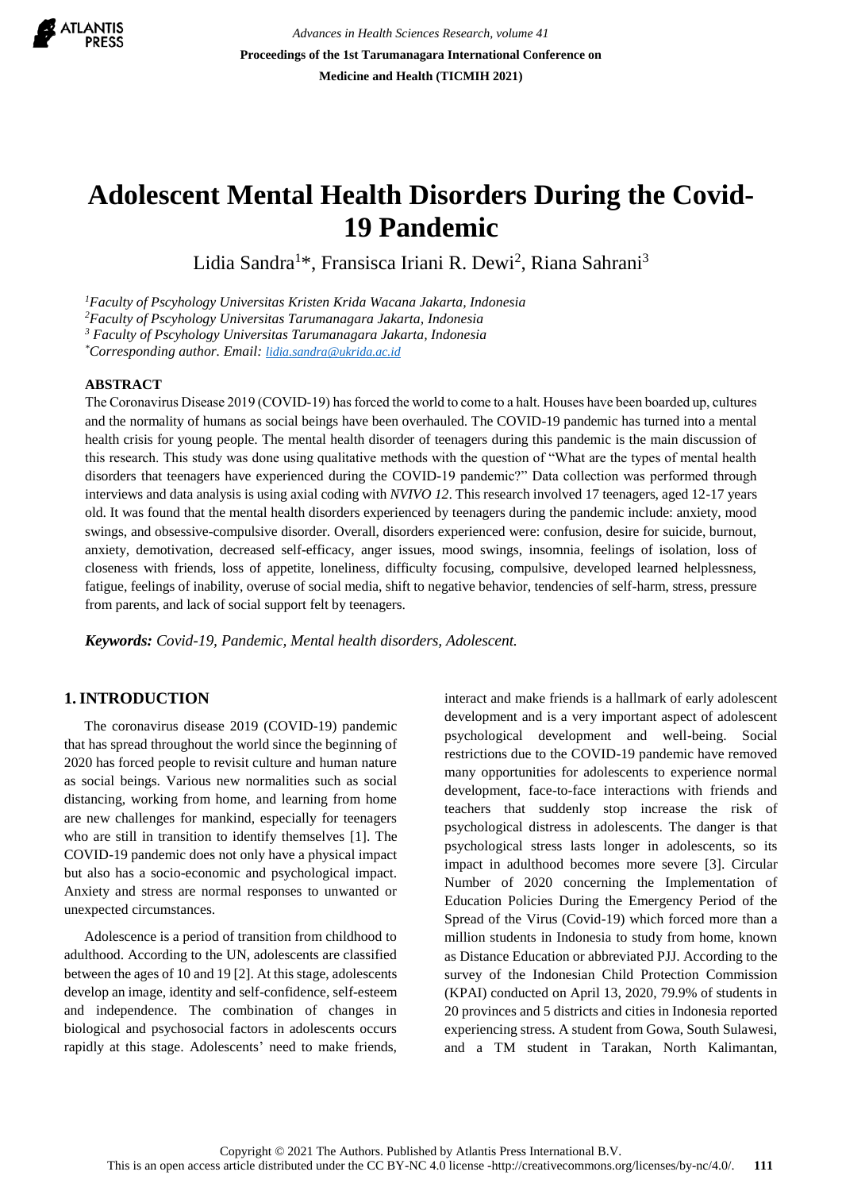# Adolescent Mental Health Disorders During the Covid-19 Pandemic

Lidia Sandra[1]*, Fransisca Iriani R. Dewi[2], Riana Sahrani[3]

[1]Faculty of Pscyhology Universitas Kristen Krida Wacana Jakarta, Indonesia
[2]Faculty of Pscyhology Universitas Tarumanagara Jakarta, Indonesia
[3] Faculty of Pscyhology Universitas Tarumanagara Jakarta, Indonesia
*Corresponding author. Email: lidia.sandra@ukrida.ac.id

## ABSTRACT

The Coronavirus Disease 2019 (COVID-19) has forced the world to come to a halt. Houses have been boarded up, cultures and the normality of humans as social beings have been overhauled. The COVID-19 pandemic has turned into a mental health crisis for young people. The mental health disorder of teenagers during this pandemic is the main discussion of this research. This study was done using qualitative methods with the question of "What are the types of mental health disorders that teenagers have experienced during the COVID-19 pandemic?" Data collection was performed through interviews and data analysis is using axial coding with *NVIVO 12*. This research involved 17 teenagers, aged 12-17 years old. It was found that the mental health disorders experienced by teenagers during the pandemic include: anxiety, mood swings, and obsessive-compulsive disorder. Overall, disorders experienced were: confusion, desire for suicide, burnout, anxiety, demotivation, decreased self-efficacy, anger issues, mood swings, insomnia, feelings of isolation, loss of closeness with friends, loss of appetite, loneliness, difficulty focusing, compulsive, developed learned helplessness, fatigue, feelings of inability, overuse of social media, shift to negative behavior, tendencies of self-harm, stress, pressure from parents, and lack of social support felt by teenagers.

***Keywords:*** *Covid-19, Pandemic, Mental health disorders, Adolescent.*

## 1. INTRODUCTION

The coronavirus disease 2019 (COVID-19) pandemic that has spread throughout the world since the beginning of 2020 has forced people to revisit culture and human nature as social beings. Various new normalities such as social distancing, working from home, and learning from home are new challenges for mankind, especially for teenagers who are still in transition to identify themselves [1]. The COVID-19 pandemic does not only have a physical impact but also has a socio-economic and psychological impact. Anxiety and stress are normal responses to unwanted or unexpected circumstances.

Adolescence is a period of transition from childhood to adulthood. According to the UN, adolescents are classified between the ages of 10 and 19 [2]. At this stage, adolescents develop an image, identity and self-confidence, self-esteem and independence. The combination of changes in biological and psychosocial factors in adolescents occurs rapidly at this stage. Adolescents' need to make friends, interact and make friends is a hallmark of early adolescent development and is a very important aspect of adolescent psychological development and well-being. Social restrictions due to the COVID-19 pandemic have removed many opportunities for adolescents to experience normal development, face-to-face interactions with friends and teachers that suddenly stop increase the risk of psychological distress in adolescents. The danger is that psychological stress lasts longer in adolescents, so its impact in adulthood becomes more severe [3]. Circular Number of 2020 concerning the Implementation of Education Policies During the Emergency Period of the Spread of the Virus (Covid-19) which forced more than a million students in Indonesia to study from home, known as Distance Education or abbreviated PJJ. According to the survey of the Indonesian Child Protection Commission (KPAI) conducted on April 13, 2020, 79.9% of students in 20 provinces and 5 districts and cities in Indonesia reported experiencing stress. A student from Gowa, South Sulawesi, and a TM student in Tarakan, North Kalimantan,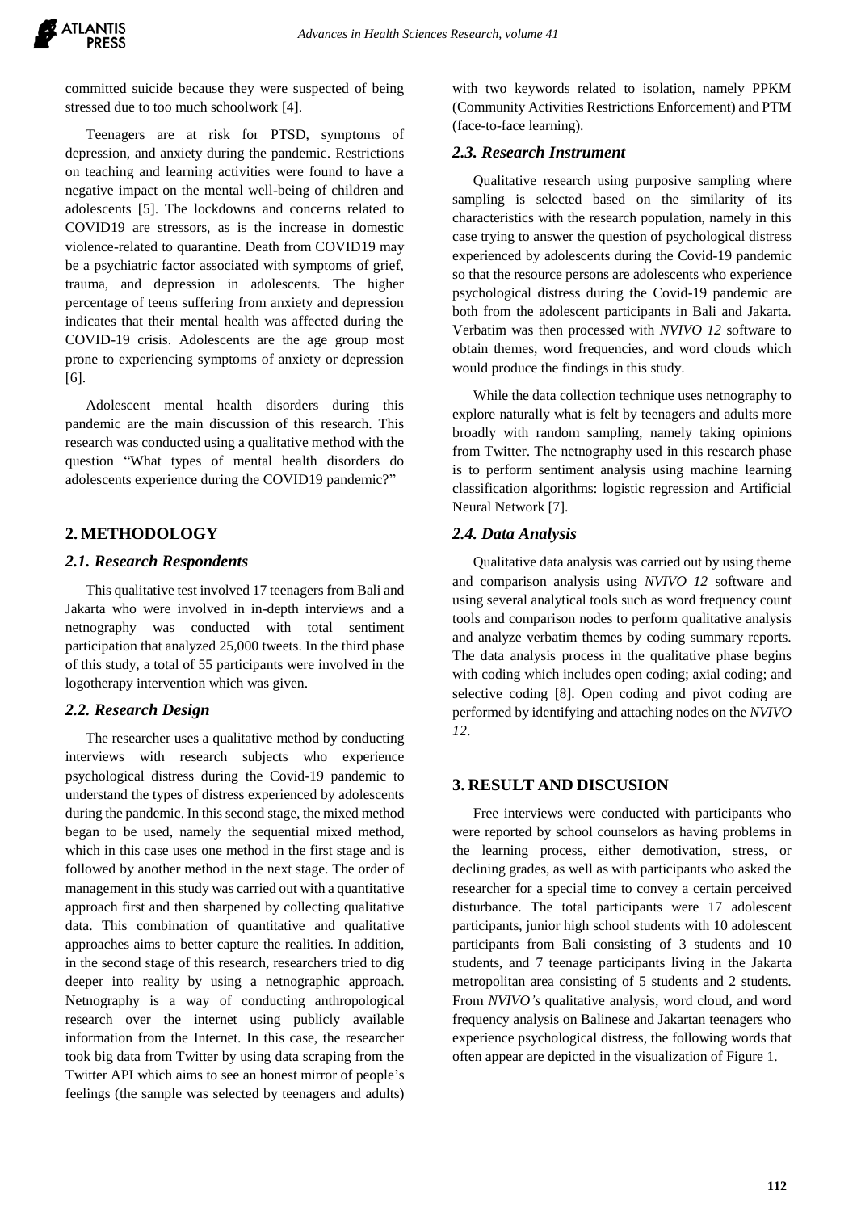committed suicide because they were suspected of being stressed due to too much schoolwork [4].

Teenagers are at risk for PTSD, symptoms of depression, and anxiety during the pandemic. Restrictions on teaching and learning activities were found to have a negative impact on the mental well-being of children and adolescents [5]. The lockdowns and concerns related to COVID19 are stressors, as is the increase in domestic violence-related to quarantine. Death from COVID19 may be a psychiatric factor associated with symptoms of grief, trauma, and depression in adolescents. The higher percentage of teens suffering from anxiety and depression indicates that their mental health was affected during the COVID-19 crisis. Adolescents are the age group most prone to experiencing symptoms of anxiety or depression [6].

Adolescent mental health disorders during this pandemic are the main discussion of this research. This research was conducted using a qualitative method with the question "What types of mental health disorders do adolescents experience during the COVID19 pandemic?"

## 2. METHODOLOGY

### *2.1. Research Respondents*

This qualitative test involved 17 teenagers from Bali and Jakarta who were involved in in-depth interviews and a netnography was conducted with total sentiment participation that analyzed 25,000 tweets. In the third phase of this study, a total of 55 participants were involved in the logotherapy intervention which was given.

### *2.2. Research Design*

The researcher uses a qualitative method by conducting interviews with research subjects who experience psychological distress during the Covid-19 pandemic to understand the types of distress experienced by adolescents during the pandemic. In this second stage, the mixed method began to be used, namely the sequential mixed method, which in this case uses one method in the first stage and is followed by another method in the next stage. The order of management in this study was carried out with a quantitative approach first and then sharpened by collecting qualitative data. This combination of quantitative and qualitative approaches aims to better capture the realities. In addition, in the second stage of this research, researchers tried to dig deeper into reality by using a netnographic approach. Netnography is a way of conducting anthropological research over the internet using publicly available information from the Internet. In this case, the researcher took big data from Twitter by using data scraping from the Twitter API which aims to see an honest mirror of people's feelings (the sample was selected by teenagers and adults) with two keywords related to isolation, namely PPKM (Community Activities Restrictions Enforcement) and PTM (face-to-face learning).

### *2.3. Research Instrument*

Qualitative research using purposive sampling where sampling is selected based on the similarity of its characteristics with the research population, namely in this case trying to answer the question of psychological distress experienced by adolescents during the Covid-19 pandemic so that the resource persons are adolescents who experience psychological distress during the Covid-19 pandemic are both from the adolescent participants in Bali and Jakarta. Verbatim was then processed with *NVIVO 12* software to obtain themes, word frequencies, and word clouds which would produce the findings in this study.

While the data collection technique uses netnography to explore naturally what is felt by teenagers and adults more broadly with random sampling, namely taking opinions from Twitter. The netnography used in this research phase is to perform sentiment analysis using machine learning classification algorithms: logistic regression and Artificial Neural Network [7].

### *2.4. Data Analysis*

Qualitative data analysis was carried out by using theme and comparison analysis using *NVIVO 12* software and using several analytical tools such as word frequency count tools and comparison nodes to perform qualitative analysis and analyze verbatim themes by coding summary reports. The data analysis process in the qualitative phase begins with coding which includes open coding; axial coding; and selective coding [8]. Open coding and pivot coding are performed by identifying and attaching nodes on the *NVIVO 12*.

## 3. RESULT AND DISCUSION

Free interviews were conducted with participants who were reported by school counselors as having problems in the learning process, either demotivation, stress, or declining grades, as well as with participants who asked the researcher for a special time to convey a certain perceived disturbance. The total participants were 17 adolescent participants, junior high school students with 10 adolescent participants from Bali consisting of 3 students and 10 students, and 7 teenage participants living in the Jakarta metropolitan area consisting of 5 students and 2 students. From *NVIVO's* qualitative analysis, word cloud, and word frequency analysis on Balinese and Jakartan teenagers who experience psychological distress, the following words that often appear are depicted in the visualization of Figure 1.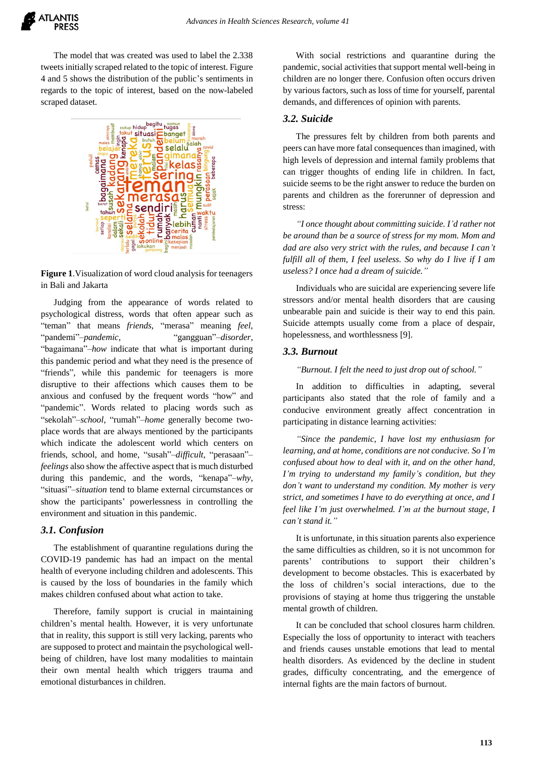The model that was created was used to label the 2.338 tweets initially scraped related to the topic of interest. Figure 4 and 5 shows the distribution of the public's sentiments in regards to the topic of interest, based on the now-labeled scraped dataset.

**Figure 1**.Visualization of word cloud analysis for teenagers in Bali and Jakarta

Judging from the appearance of words related to psychological distress, words that often appear such as "teman" that means *friends*, "merasa" meaning *feel*, "pandemi"–*pandemic*, "gangguan"–*disorder*, "bagaimana"–*how* indicate that what is important during this pandemic period and what they need is the presence of "friends", while this pandemic for teenagers is more disruptive to their affections which causes them to be anxious and confused by the frequent words "how" and "pandemic". Words related to placing words such as "sekolah"–*school*, "rumah"–*home* generally become two-place words that are always mentioned by the participants which indicate the adolescent world which centers on friends, school, and home, "susah"–*difficult*, "perasaan"–*feelings* also show the affective aspect that is much disturbed during this pandemic, and the words, "kenapa"–*why*, "situasi"–*situation* tend to blame external circumstances or show the participants' powerlessness in controlling the environment and situation in this pandemic.

### *3.1. Confusion*

The establishment of quarantine regulations during the COVID-19 pandemic has had an impact on the mental health of everyone including children and adolescents. This is caused by the loss of boundaries in the family which makes children confused about what action to take.

Therefore, family support is crucial in maintaining children's mental health. However, it is very unfortunate that in reality, this support is still very lacking, parents who are supposed to protect and maintain the psychological well-being of children, have lost many modalities to maintain their own mental health which triggers trauma and emotional disturbances in children.

With social restrictions and quarantine during the pandemic, social activities that support mental well-being in children are no longer there. Confusion often occurs driven by various factors, such as loss of time for yourself, parental demands, and differences of opinion with parents.

### *3.2. Suicide*

The pressures felt by children from both parents and peers can have more fatal consequences than imagined, with high levels of depression and internal family problems that can trigger thoughts of ending life in children. In fact, suicide seems to be the right answer to reduce the burden on parents and children as the forerunner of depression and stress:

*"I once thought about committing suicide. I'd rather not be around than be a source of stress for my mom. Mom and dad are also very strict with the rules, and because I can't fulfill all of them, I feel useless. So why do I live if I am useless? I once had a dream of suicide."*

Individuals who are suicidal are experiencing severe life stressors and/or mental health disorders that are causing unbearable pain and suicide is their way to end this pain. Suicide attempts usually come from a place of despair, hopelessness, and worthlessness [9].

### *3.3. Burnout*

*"Burnout. I felt the need to just drop out of school."*

In addition to difficulties in adapting, several participants also stated that the role of family and a conducive environment greatly affect concentration in participating in distance learning activities:

*"Since the pandemic, I have lost my enthusiasm for learning, and at home, conditions are not conducive. So I'm confused about how to deal with it, and on the other hand, I'm trying to understand my family's condition, but they don't want to understand my condition. My mother is very strict, and sometimes I have to do everything at once, and I feel like I'm just overwhelmed. I'm at the burnout stage, I can't stand it."*

It is unfortunate, in this situation parents also experience the same difficulties as children, so it is not uncommon for parents' contributions to support their children's development to become obstacles. This is exacerbated by the loss of children's social interactions, due to the provisions of staying at home thus triggering the unstable mental growth of children.

It can be concluded that school closures harm children. Especially the loss of opportunity to interact with teachers and friends causes unstable emotions that lead to mental health disorders. As evidenced by the decline in student grades, difficulty concentrating, and the emergence of internal fights are the main factors of burnout.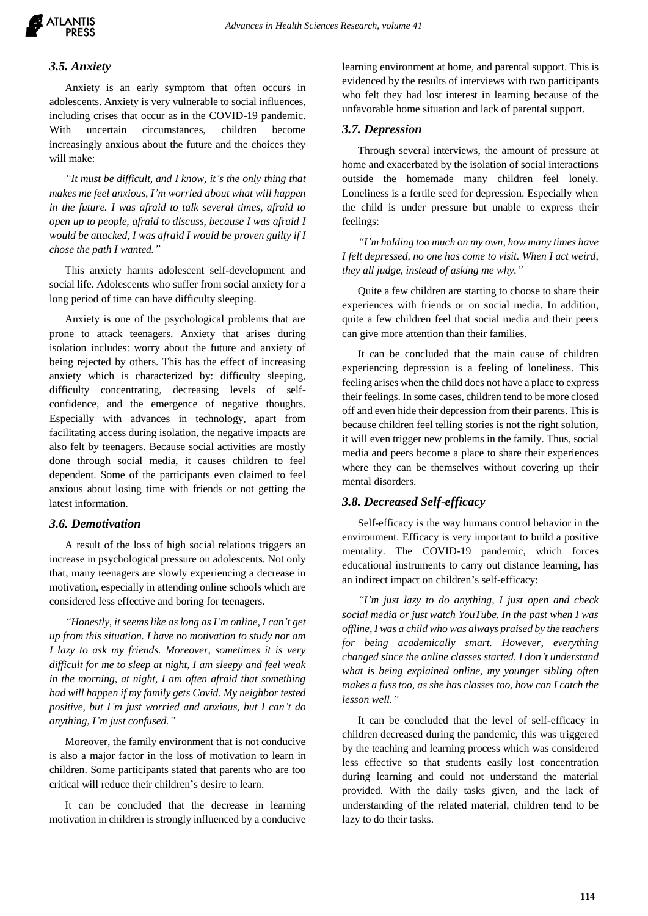### 3.5. Anxiety

Anxiety is an early symptom that often occurs in adolescents. Anxiety is very vulnerable to social influences, including crises that occur as in the COVID-19 pandemic. With uncertain circumstances, children become increasingly anxious about the future and the choices they will make:

*"It must be difficult, and I know, it's the only thing that makes me feel anxious, I'm worried about what will happen in the future. I was afraid to talk several times, afraid to open up to people, afraid to discuss, because I was afraid I would be attacked, I was afraid I would be proven guilty if I chose the path I wanted."*

This anxiety harms adolescent self-development and social life. Adolescents who suffer from social anxiety for a long period of time can have difficulty sleeping.

Anxiety is one of the psychological problems that are prone to attack teenagers. Anxiety that arises during isolation includes: worry about the future and anxiety of being rejected by others. This has the effect of increasing anxiety which is characterized by: difficulty sleeping, difficulty concentrating, decreasing levels of self-confidence, and the emergence of negative thoughts. Especially with advances in technology, apart from facilitating access during isolation, the negative impacts are also felt by teenagers. Because social activities are mostly done through social media, it causes children to feel dependent. Some of the participants even claimed to feel anxious about losing time with friends or not getting the latest information.

### 3.6. Demotivation

A result of the loss of high social relations triggers an increase in psychological pressure on adolescents. Not only that, many teenagers are slowly experiencing a decrease in motivation, especially in attending online schools which are considered less effective and boring for teenagers.

*"Honestly, it seems like as long as I'm online, I can't get up from this situation. I have no motivation to study nor am I lazy to ask my friends. Moreover, sometimes it is very difficult for me to sleep at night, I am sleepy and feel weak in the morning, at night, I am often afraid that something bad will happen if my family gets Covid. My neighbor tested positive, but I'm just worried and anxious, but I can't do anything, I'm just confused."*

Moreover, the family environment that is not conducive is also a major factor in the loss of motivation to learn in children. Some participants stated that parents who are too critical will reduce their children's desire to learn.

It can be concluded that the decrease in learning motivation in children is strongly influenced by a conducive learning environment at home, and parental support. This is evidenced by the results of interviews with two participants who felt they had lost interest in learning because of the unfavorable home situation and lack of parental support.

### 3.7. Depression

Through several interviews, the amount of pressure at home and exacerbated by the isolation of social interactions outside the homemade many children feel lonely. Loneliness is a fertile seed for depression. Especially when the child is under pressure but unable to express their feelings:

*"I'm holding too much on my own, how many times have I felt depressed, no one has come to visit. When I act weird, they all judge, instead of asking me why."*

Quite a few children are starting to choose to share their experiences with friends or on social media. In addition, quite a few children feel that social media and their peers can give more attention than their families.

It can be concluded that the main cause of children experiencing depression is a feeling of loneliness. This feeling arises when the child does not have a place to express their feelings. In some cases, children tend to be more closed off and even hide their depression from their parents. This is because children feel telling stories is not the right solution, it will even trigger new problems in the family. Thus, social media and peers become a place to share their experiences where they can be themselves without covering up their mental disorders.

### 3.8. Decreased Self-efficacy

Self-efficacy is the way humans control behavior in the environment. Efficacy is very important to build a positive mentality. The COVID-19 pandemic, which forces educational instruments to carry out distance learning, has an indirect impact on children's self-efficacy:

*"I'm just lazy to do anything, I just open and check social media or just watch YouTube. In the past when I was offline, I was a child who was always praised by the teachers for being academically smart. However, everything changed since the online classes started. I don't understand what is being explained online, my younger sibling often makes a fuss too, as she has classes too, how can I catch the lesson well."*

It can be concluded that the level of self-efficacy in children decreased during the pandemic, this was triggered by the teaching and learning process which was considered less effective so that students easily lost concentration during learning and could not understand the material provided. With the daily tasks given, and the lack of understanding of the related material, children tend to be lazy to do their tasks.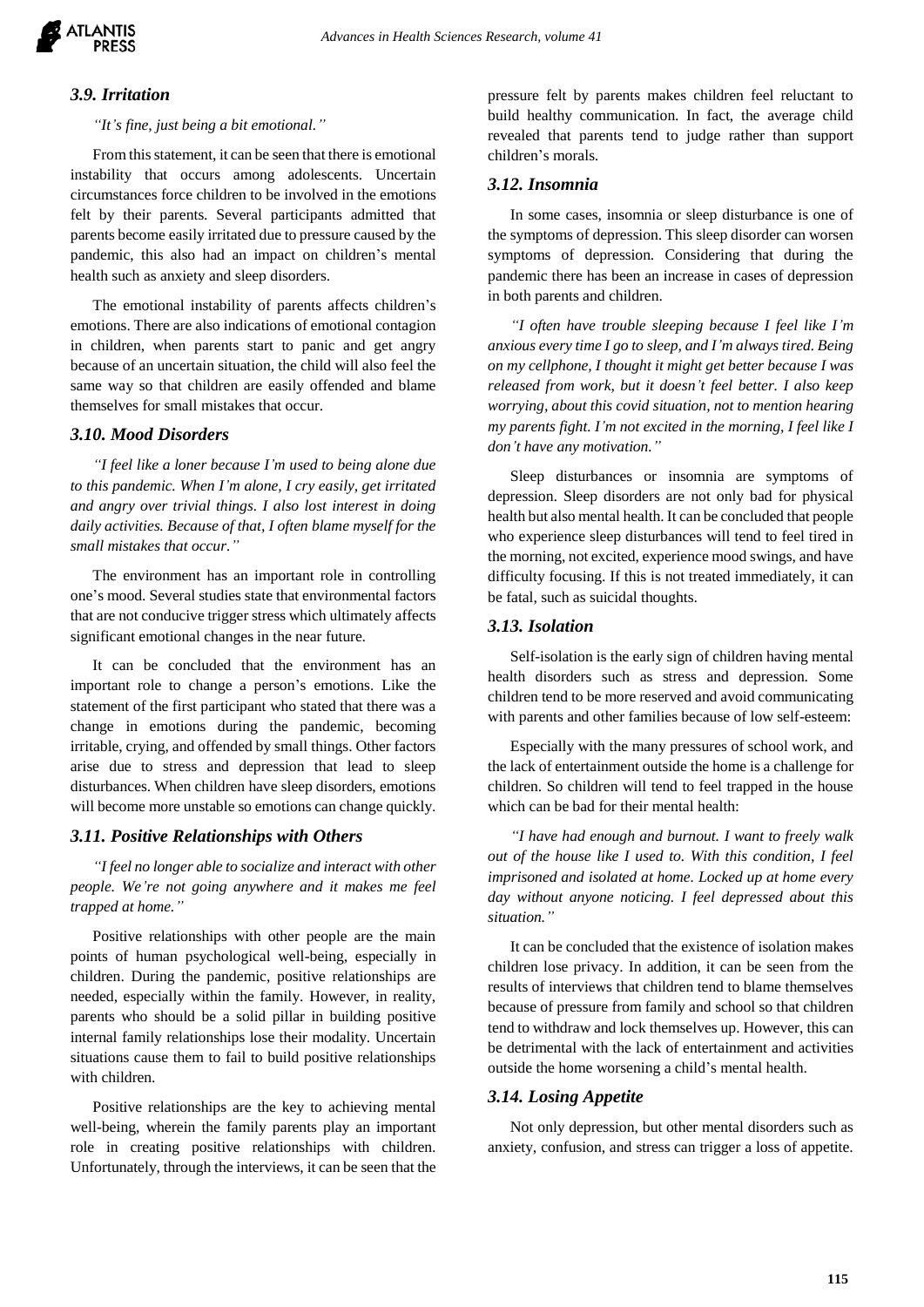### 3.9. Irritation

*"It's fine, just being a bit emotional."*

From this statement, it can be seen that there is emotional instability that occurs among adolescents. Uncertain circumstances force children to be involved in the emotions felt by their parents. Several participants admitted that parents become easily irritated due to pressure caused by the pandemic, this also had an impact on children's mental health such as anxiety and sleep disorders.

The emotional instability of parents affects children's emotions. There are also indications of emotional contagion in children, when parents start to panic and get angry because of an uncertain situation, the child will also feel the same way so that children are easily offended and blame themselves for small mistakes that occur.

### 3.10. Mood Disorders

*"I feel like a loner because I'm used to being alone due to this pandemic. When I'm alone, I cry easily, get irritated and angry over trivial things. I also lost interest in doing daily activities. Because of that, I often blame myself for the small mistakes that occur."*

The environment has an important role in controlling one's mood. Several studies state that environmental factors that are not conducive trigger stress which ultimately affects significant emotional changes in the near future.

It can be concluded that the environment has an important role to change a person's emotions. Like the statement of the first participant who stated that there was a change in emotions during the pandemic, becoming irritable, crying, and offended by small things. Other factors arise due to stress and depression that lead to sleep disturbances. When children have sleep disorders, emotions will become more unstable so emotions can change quickly.

### 3.11. Positive Relationships with Others

*"I feel no longer able to socialize and interact with other people. We're not going anywhere and it makes me feel trapped at home."*

Positive relationships with other people are the main points of human psychological well-being, especially in children. During the pandemic, positive relationships are needed, especially within the family. However, in reality, parents who should be a solid pillar in building positive internal family relationships lose their modality. Uncertain situations cause them to fail to build positive relationships with children.

Positive relationships are the key to achieving mental well-being, wherein the family parents play an important role in creating positive relationships with children. Unfortunately, through the interviews, it can be seen that the pressure felt by parents makes children feel reluctant to build healthy communication. In fact, the average child revealed that parents tend to judge rather than support children's morals.

### 3.12. Insomnia

In some cases, insomnia or sleep disturbance is one of the symptoms of depression. This sleep disorder can worsen symptoms of depression. Considering that during the pandemic there has been an increase in cases of depression in both parents and children.

*"I often have trouble sleeping because I feel like I'm anxious every time I go to sleep, and I'm always tired. Being on my cellphone, I thought it might get better because I was released from work, but it doesn't feel better. I also keep worrying, about this covid situation, not to mention hearing my parents fight. I'm not excited in the morning, I feel like I don't have any motivation."*

Sleep disturbances or insomnia are symptoms of depression. Sleep disorders are not only bad for physical health but also mental health. It can be concluded that people who experience sleep disturbances will tend to feel tired in the morning, not excited, experience mood swings, and have difficulty focusing. If this is not treated immediately, it can be fatal, such as suicidal thoughts.

### 3.13. Isolation

Self-isolation is the early sign of children having mental health disorders such as stress and depression. Some children tend to be more reserved and avoid communicating with parents and other families because of low self-esteem:

Especially with the many pressures of school work, and the lack of entertainment outside the home is a challenge for children. So children will tend to feel trapped in the house which can be bad for their mental health:

*"I have had enough and burnout. I want to freely walk out of the house like I used to. With this condition, I feel imprisoned and isolated at home. Locked up at home every day without anyone noticing. I feel depressed about this situation."*

It can be concluded that the existence of isolation makes children lose privacy. In addition, it can be seen from the results of interviews that children tend to blame themselves because of pressure from family and school so that children tend to withdraw and lock themselves up. However, this can be detrimental with the lack of entertainment and activities outside the home worsening a child's mental health.

### 3.14. Losing Appetite

Not only depression, but other mental disorders such as anxiety, confusion, and stress can trigger a loss of appetite.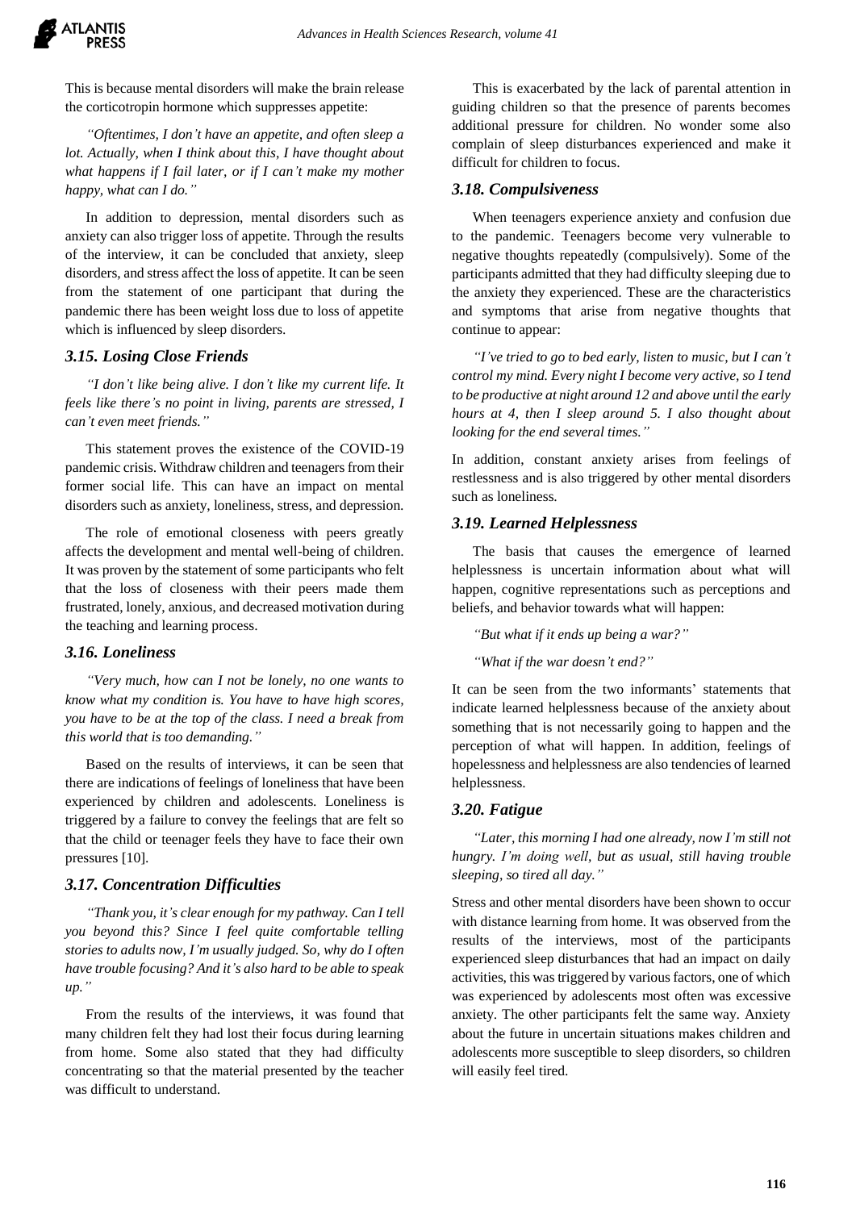This is because mental disorders will make the brain release the corticotropin hormone which suppresses appetite:

*"Oftentimes, I don't have an appetite, and often sleep a lot. Actually, when I think about this, I have thought about what happens if I fail later, or if I can't make my mother happy, what can I do."*

In addition to depression, mental disorders such as anxiety can also trigger loss of appetite. Through the results of the interview, it can be concluded that anxiety, sleep disorders, and stress affect the loss of appetite. It can be seen from the statement of one participant that during the pandemic there has been weight loss due to loss of appetite which is influenced by sleep disorders.

### 3.15. Losing Close Friends

*"I don't like being alive. I don't like my current life. It feels like there's no point in living, parents are stressed, I can't even meet friends."*

This statement proves the existence of the COVID-19 pandemic crisis. Withdraw children and teenagers from their former social life. This can have an impact on mental disorders such as anxiety, loneliness, stress, and depression.

The role of emotional closeness with peers greatly affects the development and mental well-being of children. It was proven by the statement of some participants who felt that the loss of closeness with their peers made them frustrated, lonely, anxious, and decreased motivation during the teaching and learning process.

### 3.16. Loneliness

*"Very much, how can I not be lonely, no one wants to know what my condition is. You have to have high scores, you have to be at the top of the class. I need a break from this world that is too demanding."*

Based on the results of interviews, it can be seen that there are indications of feelings of loneliness that have been experienced by children and adolescents. Loneliness is triggered by a failure to convey the feelings that are felt so that the child or teenager feels they have to face their own pressures [10].

### 3.17. Concentration Difficulties

*"Thank you, it's clear enough for my pathway. Can I tell you beyond this? Since I feel quite comfortable telling stories to adults now, I'm usually judged. So, why do I often have trouble focusing? And it's also hard to be able to speak up."*

From the results of the interviews, it was found that many children felt they had lost their focus during learning from home. Some also stated that they had difficulty concentrating so that the material presented by the teacher was difficult to understand.

This is exacerbated by the lack of parental attention in guiding children so that the presence of parents becomes additional pressure for children. No wonder some also complain of sleep disturbances experienced and make it difficult for children to focus.

### 3.18. Compulsiveness

When teenagers experience anxiety and confusion due to the pandemic. Teenagers become very vulnerable to negative thoughts repeatedly (compulsively). Some of the participants admitted that they had difficulty sleeping due to the anxiety they experienced. These are the characteristics and symptoms that arise from negative thoughts that continue to appear:

*"I've tried to go to bed early, listen to music, but I can't control my mind. Every night I become very active, so I tend to be productive at night around 12 and above until the early hours at 4, then I sleep around 5. I also thought about looking for the end several times."*

In addition, constant anxiety arises from feelings of restlessness and is also triggered by other mental disorders such as loneliness.

### 3.19. Learned Helplessness

The basis that causes the emergence of learned helplessness is uncertain information about what will happen, cognitive representations such as perceptions and beliefs, and behavior towards what will happen:

*"But what if it ends up being a war?"*

*"What if the war doesn't end?"*

It can be seen from the two informants' statements that indicate learned helplessness because of the anxiety about something that is not necessarily going to happen and the perception of what will happen. In addition, feelings of hopelessness and helplessness are also tendencies of learned helplessness.

### 3.20. Fatigue

*"Later, this morning I had one already, now I'm still not hungry. I'm doing well, but as usual, still having trouble sleeping, so tired all day."*

Stress and other mental disorders have been shown to occur with distance learning from home. It was observed from the results of the interviews, most of the participants experienced sleep disturbances that had an impact on daily activities, this was triggered by various factors, one of which was experienced by adolescents most often was excessive anxiety. The other participants felt the same way. Anxiety about the future in uncertain situations makes children and adolescents more susceptible to sleep disorders, so children will easily feel tired.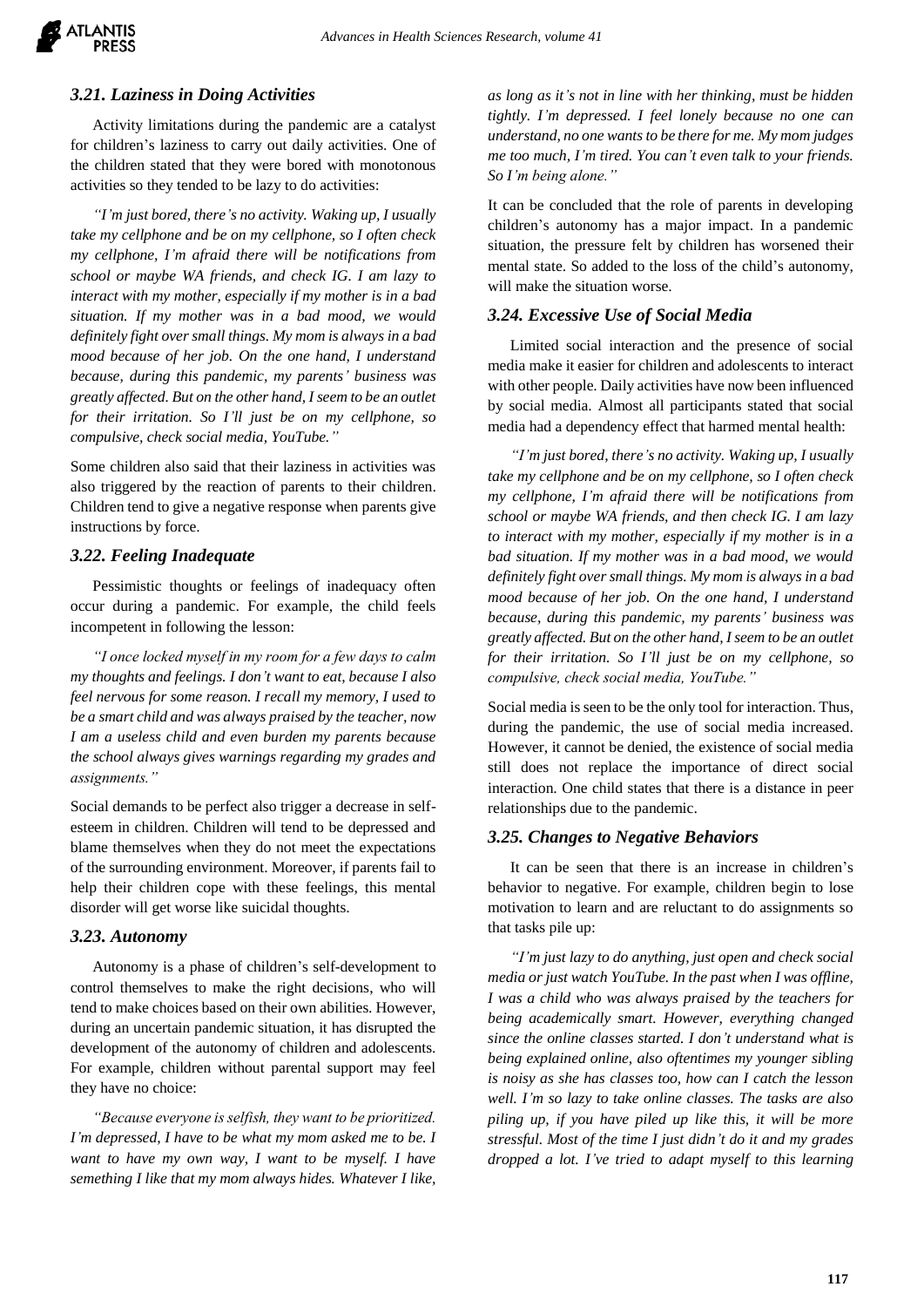### 3.21. Laziness in Doing Activities

Activity limitations during the pandemic are a catalyst for children's laziness to carry out daily activities. One of the children stated that they were bored with monotonous activities so they tended to be lazy to do activities:

*"I'm just bored, there's no activity. Waking up, I usually take my cellphone and be on my cellphone, so I often check my cellphone, I'm afraid there will be notifications from school or maybe WA friends, and check IG. I am lazy to interact with my mother, especially if my mother is in a bad situation. If my mother was in a bad mood, we would definitely fight over small things. My mom is always in a bad mood because of her job. On the one hand, I understand because, during this pandemic, my parents' business was greatly affected. But on the other hand, I seem to be an outlet for their irritation. So I'll just be on my cellphone, so compulsive, check social media, YouTube."*

Some children also said that their laziness in activities was also triggered by the reaction of parents to their children. Children tend to give a negative response when parents give instructions by force.

### 3.22. Feeling Inadequate

Pessimistic thoughts or feelings of inadequacy often occur during a pandemic. For example, the child feels incompetent in following the lesson:

*"I once locked myself in my room for a few days to calm my thoughts and feelings. I don't want to eat, because I also feel nervous for some reason. I recall my memory, I used to be a smart child and was always praised by the teacher, now I am a useless child and even burden my parents because the school always gives warnings regarding my grades and assignments."*

Social demands to be perfect also trigger a decrease in self-esteem in children. Children will tend to be depressed and blame themselves when they do not meet the expectations of the surrounding environment. Moreover, if parents fail to help their children cope with these feelings, this mental disorder will get worse like suicidal thoughts.

### 3.23. Autonomy

Autonomy is a phase of children's self-development to control themselves to make the right decisions, who will tend to make choices based on their own abilities. However, during an uncertain pandemic situation, it has disrupted the development of the autonomy of children and adolescents. For example, children without parental support may feel they have no choice:

*"Because everyone is selfish, they want to be prioritized. I'm depressed, I have to be what my mom asked me to be. I want to have my own way, I want to be myself. I have something I like that my mom always hides. Whatever I like, as long as it's not in line with her thinking, must be hidden tightly. I'm depressed. I feel lonely because no one can understand, no one wants to be there for me. My mom judges me too much, I'm tired. You can't even talk to your friends. So I'm being alone."*

It can be concluded that the role of parents in developing children's autonomy has a major impact. In a pandemic situation, the pressure felt by children has worsened their mental state. So added to the loss of the child's autonomy, will make the situation worse.

### 3.24. Excessive Use of Social Media

Limited social interaction and the presence of social media make it easier for children and adolescents to interact with other people. Daily activities have now been influenced by social media. Almost all participants stated that social media had a dependency effect that harmed mental health:

*"I'm just bored, there's no activity. Waking up, I usually take my cellphone and be on my cellphone, so I often check my cellphone, I'm afraid there will be notifications from school or maybe WA friends, and then check IG. I am lazy to interact with my mother, especially if my mother is in a bad situation. If my mother was in a bad mood, we would definitely fight over small things. My mom is always in a bad mood because of her job. On the one hand, I understand because, during this pandemic, my parents' business was greatly affected. But on the other hand, I seem to be an outlet for their irritation. So I'll just be on my cellphone, so compulsive, check social media, YouTube."*

Social media is seen to be the only tool for interaction. Thus, during the pandemic, the use of social media increased. However, it cannot be denied, the existence of social media still does not replace the importance of direct social interaction. One child states that there is a distance in peer relationships due to the pandemic.

### 3.25. Changes to Negative Behaviors

It can be seen that there is an increase in children's behavior to negative. For example, children begin to lose motivation to learn and are reluctant to do assignments so that tasks pile up:

*"I'm just lazy to do anything, just open and check social media or just watch YouTube. In the past when I was offline, I was a child who was always praised by the teachers for being academically smart. However, everything changed since the online classes started. I don't understand what is being explained online, also oftentimes my younger sibling is noisy as she has classes too, how can I catch the lesson well. I'm so lazy to take online classes. The tasks are also piling up, if you have piled up like this, it will be more stressful. Most of the time I just didn't do it and my grades dropped a lot. I've tried to adapt myself to this learning*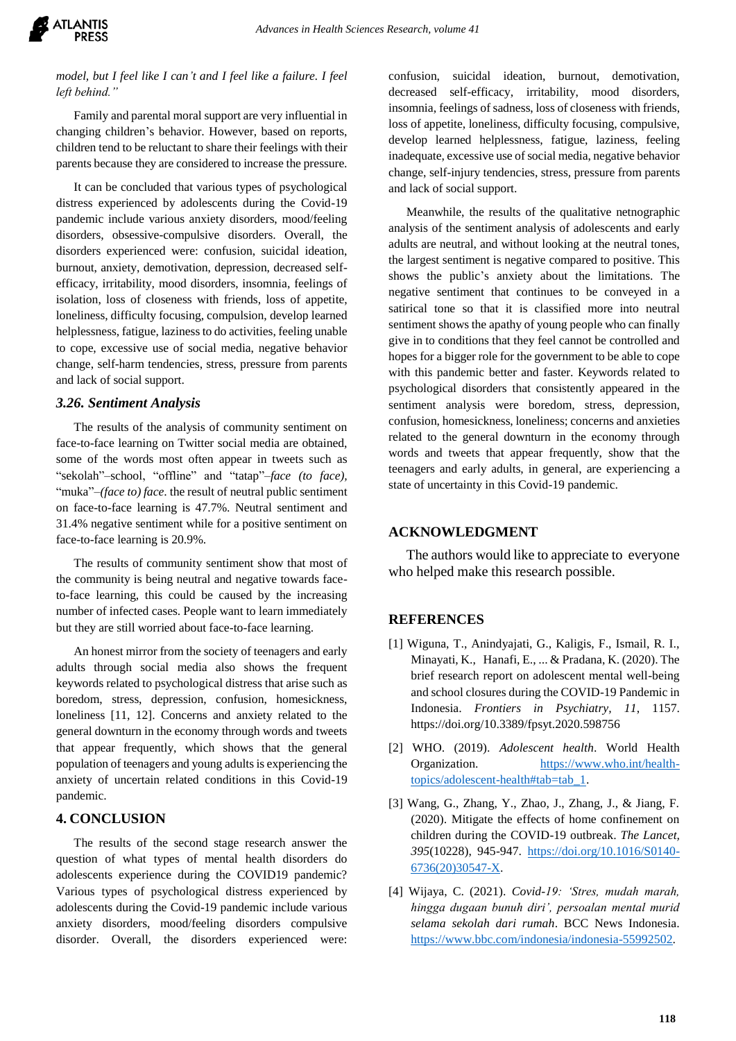*model, but I feel like I can't and I feel like a failure. I feel left behind."*

Family and parental moral support are very influential in changing children's behavior. However, based on reports, children tend to be reluctant to share their feelings with their parents because they are considered to increase the pressure.

It can be concluded that various types of psychological distress experienced by adolescents during the Covid-19 pandemic include various anxiety disorders, mood/feeling disorders, obsessive-compulsive disorders. Overall, the disorders experienced were: confusion, suicidal ideation, burnout, anxiety, demotivation, depression, decreased self-efficacy, irritability, mood disorders, insomnia, feelings of isolation, loss of closeness with friends, loss of appetite, loneliness, difficulty focusing, compulsion, develop learned helplessness, fatigue, laziness to do activities, feeling unable to cope, excessive use of social media, negative behavior change, self-harm tendencies, stress, pressure from parents and lack of social support.

### 3.26. Sentiment Analysis

The results of the analysis of community sentiment on face-to-face learning on Twitter social media are obtained, some of the words most often appear in tweets such as "sekolah"–school, "offline" and "tatap"–*face (to face)*, "muka"–*(face to) face*. the result of neutral public sentiment on face-to-face learning is 47.7%. Neutral sentiment and 31.4% negative sentiment while for a positive sentiment on face-to-face learning is 20.9%.

The results of community sentiment show that most of the community is being neutral and negative towards face-to-face learning, this could be caused by the increasing number of infected cases. People want to learn immediately but they are still worried about face-to-face learning.

An honest mirror from the society of teenagers and early adults through social media also shows the frequent keywords related to psychological distress that arise such as boredom, stress, depression, confusion, homesickness, loneliness [11, 12]. Concerns and anxiety related to the general downturn in the economy through words and tweets that appear frequently, which shows that the general population of teenagers and young adults is experiencing the anxiety of uncertain related conditions in this Covid-19 pandemic.

## 4. CONCLUSION

The results of the second stage research answer the question of what types of mental health disorders do adolescents experience during the COVID19 pandemic? Various types of psychological distress experienced by adolescents during the Covid-19 pandemic include various anxiety disorders, mood/feeling disorders compulsive disorder. Overall, the disorders experienced were: confusion, suicidal ideation, burnout, demotivation, decreased self-efficacy, irritability, mood disorders, insomnia, feelings of sadness, loss of closeness with friends, loss of appetite, loneliness, difficulty focusing, compulsive, develop learned helplessness, fatigue, laziness, feeling inadequate, excessive use of social media, negative behavior change, self-injury tendencies, stress, pressure from parents and lack of social support.

Meanwhile, the results of the qualitative netnographic analysis of the sentiment analysis of adolescents and early adults are neutral, and without looking at the neutral tones, the largest sentiment is negative compared to positive. This shows the public's anxiety about the limitations. The negative sentiment that continues to be conveyed in a satirical tone so that it is classified more into neutral sentiment shows the apathy of young people who can finally give in to conditions that they feel cannot be controlled and hopes for a bigger role for the government to be able to cope with this pandemic better and faster. Keywords related to psychological disorders that consistently appeared in the sentiment analysis were boredom, stress, depression, confusion, homesickness, loneliness; concerns and anxieties related to the general downturn in the economy through words and tweets that appear frequently, show that the teenagers and early adults, in general, are experiencing a state of uncertainty in this Covid-19 pandemic.

## ACKNOWLEDGMENT

The authors would like to appreciate to everyone who helped make this research possible.

## REFERENCES

[1] Wiguna, T., Anindyajati, G., Kaligis, F., Ismail, R. I., Minayati, K., Hanafi, E., ... & Pradana, K. (2020). The brief research report on adolescent mental well-being and school closures during the COVID-19 Pandemic in Indonesia. *Frontiers in Psychiatry*, *11*, 1157. https://doi.org/10.3389/fpsyt.2020.598756

[2] WHO. (2019). *Adolescent health*. World Health Organization. https://www.who.int/health-topics/adolescent-health#tab=tab_1.

[3] Wang, G., Zhang, Y., Zhao, J., Zhang, J., & Jiang, F. (2020). Mitigate the effects of home confinement on children during the COVID-19 outbreak. *The Lancet, 395*(10228), 945-947. https://doi.org/10.1016/S0140-6736(20)30547-X.

[4] Wijaya, C. (2021). *Covid-19: 'Stres, mudah marah, hingga dugaan bunuh diri', persoalan mental murid selama sekolah dari rumah*. BCC News Indonesia. https://www.bbc.com/indonesia/indonesia-55992502.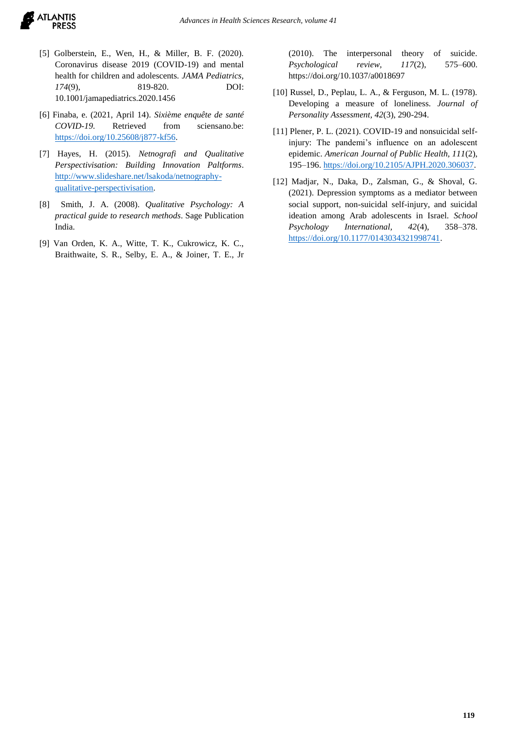[5] Golberstein, E., Wen, H., & Miller, B. F. (2020). Coronavirus disease 2019 (COVID-19) and mental health for children and adolescents. *JAMA Pediatrics, 174*(9), 819-820. DOI: 10.1001/jamapediatrics.2020.1456

[6] Finaba, e. (2021, April 14). *Sixième enquête de santé COVID-19.* Retrieved from sciensano.be: https://doi.org/10.25608/j877-kf56.

[7] Hayes, H. (2015). *Netnografi and Qualitative Perspectivisation: Building Innovation Paltforms*. http://www.slideshare.net/lsakoda/netnography-qualitative-perspectivisation.

[8] Smith, J. A. (2008). *Qualitative Psychology: A practical guide to research methods*. Sage Publication India.

[9] Van Orden, K. A., Witte, T. K., Cukrowicz, K. C., Braithwaite, S. R., Selby, E. A., & Joiner, T. E., Jr (2010). The interpersonal theory of suicide. *Psychological review, 117*(2), 575–600. https://doi.org/10.1037/a0018697

[10] Russel, D., Peplau, L. A., & Ferguson, M. L. (1978). Developing a measure of loneliness. *Journal of Personality Assessment, 42*(3), 290-294.

[11] Plener, P. L. (2021). COVID-19 and nonsuicidal self-injury: The pandemi's influence on an adolescent epidemic. *American Journal of Public Health, 111*(2), 195–196. https://doi.org/10.2105/AJPH.2020.306037.

[12] Madjar, N., Daka, D., Zalsman, G., & Shoval, G. (2021). Depression symptoms as a mediator between social support, non-suicidal self-injury, and suicidal ideation among Arab adolescents in Israel. *School Psychology International, 42*(4), 358–378. https://doi.org/10.1177/0143034321998741.